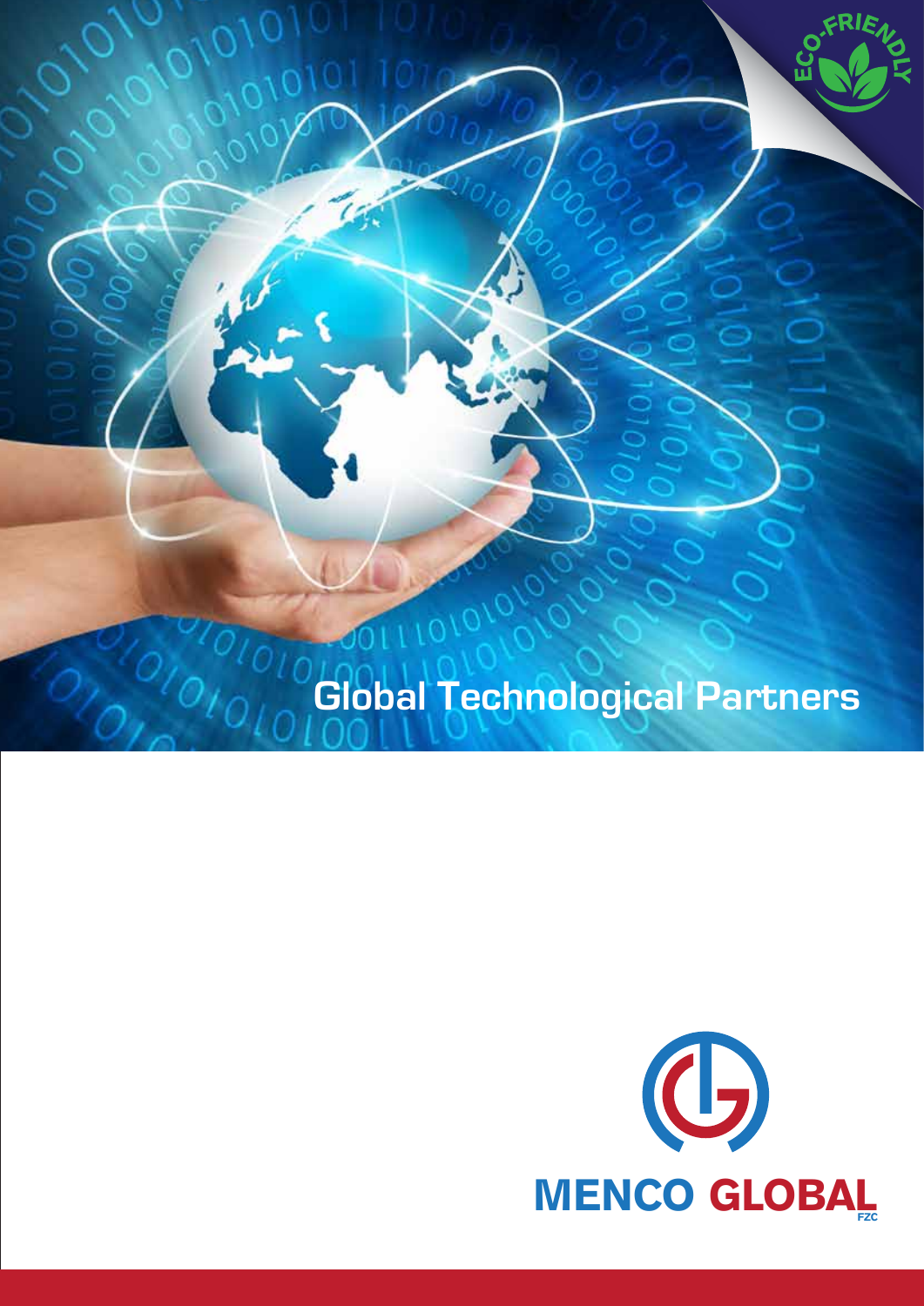# Global Technological Partners

ECO-FRIENDLY

MENCO GLOBAL FZC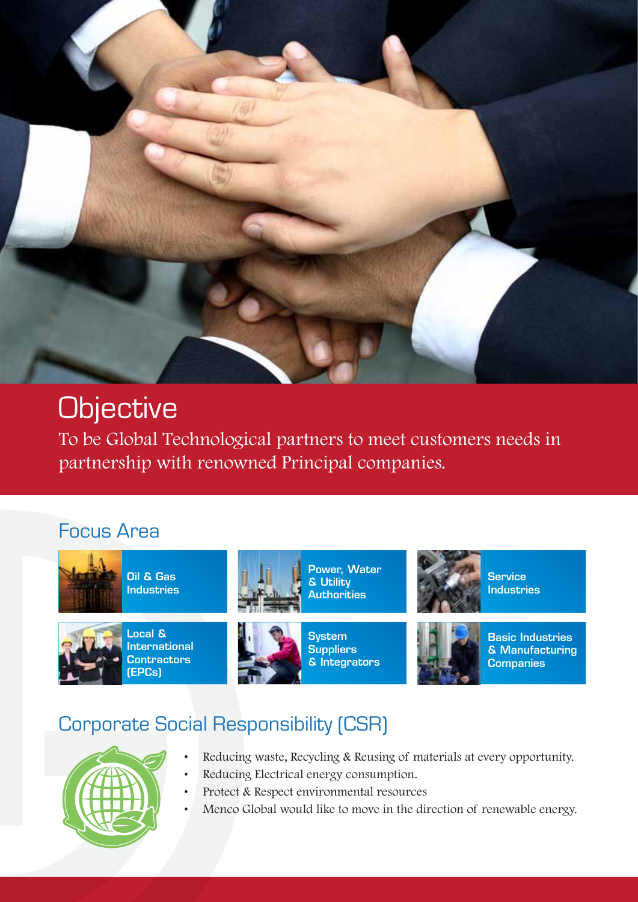## Objective

To be Global Technological partners to meet customers needs in partnership with renowned Principal companies.

## Focus Area

- Oil & Gas Industries
- Power, Water & Utility Authorities
- Service Industries
- Local & International Contractors (EPCs)
- System Suppliers & Integrators
- Basic Industries & Manufacturing Companies

## Corporate Social Responsibility (CSR)

- Reducing waste, Recycling & Reusing of materials at every opportunity.
- Reducing Electrical energy consumption.
- Protect & Respect environmental resources
- Menco Global would like to move in the direction of renewable energy.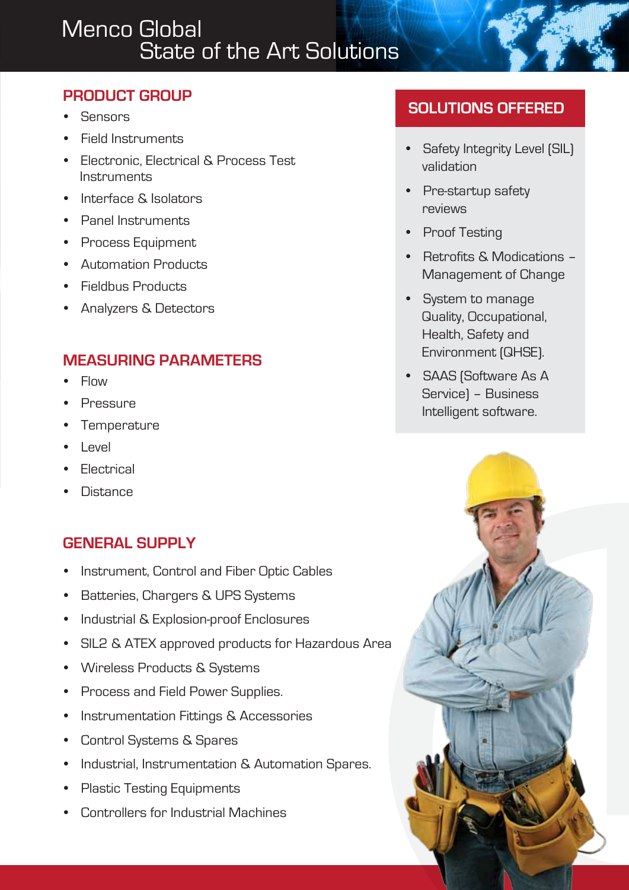# Menco Global
## State of the Art Solutions

## PRODUCT GROUP

- Sensors
- Field Instruments
- Electronic, Electrical & Process Test Instruments
- Interface & Isolators
- Panel Instruments
- Process Equipment
- Automation Products
- Fieldbus Products
- Analyzers & Detectors

## MEASURING PARAMETERS

- Flow
- Pressure
- Temperature
- Level
- Electrical
- Distance

## GENERAL SUPPLY

- Instrument, Control and Fiber Optic Cables
- Batteries, Chargers & UPS Systems
- Industrial & Explosion-proof Enclosures
- SIL2 & ATEX approved products for Hazardous Area
- Wireless Products & Systems
- Process and Field Power Supplies.
- Instrumentation Fittings & Accessories
- Control Systems & Spares
- Industrial, Instrumentation & Automation Spares.
- Plastic Testing Equipments
- Controllers for Industrial Machines

## SOLUTIONS OFFERED

- Safety Integrity Level (SIL) validation
- Pre-startup safety reviews
- Proof Testing
- Retrofits & Modications – Management of Change
- System to manage Quality, Occupational, Health, Safety and Environment (QHSE).
- SAAS (Software As A Service) – Business Intelligent software.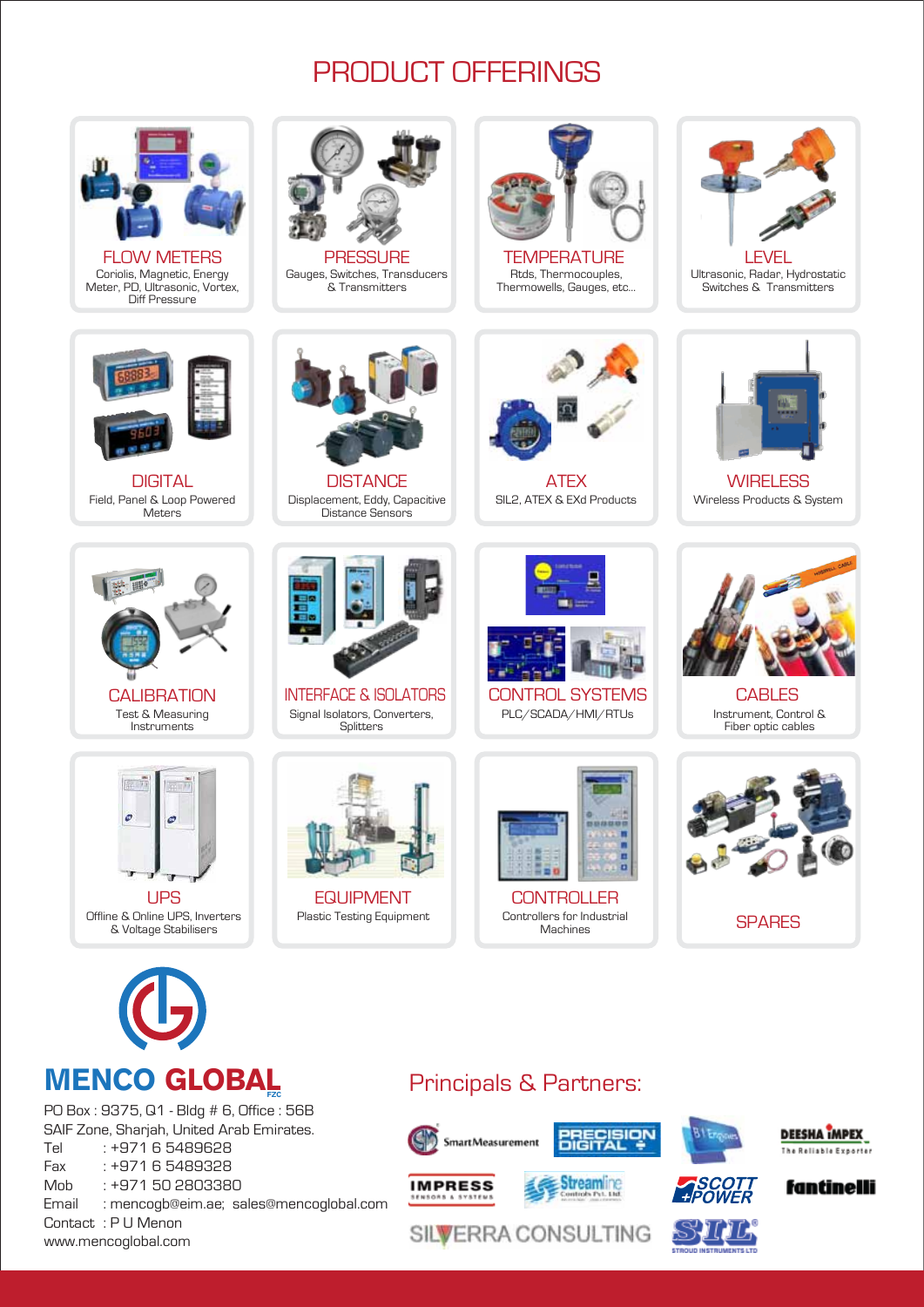# PRODUCT OFFERINGS

### FLOW METERS
Coriolis, Magnetic, Energy Meter, PD, Ultrasonic, Vortex, Diff Pressure

### PRESSURE
Gauges, Switches, Transducers & Transmitters

### TEMPERATURE
Rtds, Thermocouples, Thermowells, Gauges, etc...

### LEVEL
Ultrasonic, Radar, Hydrostatic Switches & Transmitters

### DIGITAL
Field, Panel & Loop Powered Meters

### DISTANCE
Displacement, Eddy, Capacitive Distance Sensors

### ATEX
SIL2, ATEX & EXd Products

### WIRELESS
Wireless Products & System

### CALIBRATION
Test & Measuring Instruments

### INTERFACE & ISOLATORS
Signal Isolators, Converters, Splitters

### CONTROL SYSTEMS
PLC/SCADA/HMI/RTUs

### CABLES
Instrument, Control & Fiber optic cables

### UPS
Offline & Online UPS, Inverters & Voltage Stabilisers

### EQUIPMENT
Plastic Testing Equipment

### CONTROLLER
Controllers for Industrial Machines

### SPARES

## MENCO GLOBAL FZC

PO Box : 9375, Q1 - Bldg # 6, Office : 56B
SAIF Zone, Sharjah, United Arab Emirates.
Tel : +971 6 5489628
Fax : +971 6 5489328
Mob : +971 50 2803380
Email : mencogb@eim.ae; sales@mencoglobal.com
Contact : P U Menon
www.mencoglobal.com

## Principals & Partners:

SmartMeasurement
PRECISION DIGITAL
DEESHA IMPEX The Reliable Exporter
IMPRESS SENSORS & SYSTEMS
Streamline Controls Pvt. Ltd.
SCOTT POWER
fantinelli
SILVERRA CONSULTING
SIL STROUD INSTRUMENTS LTD